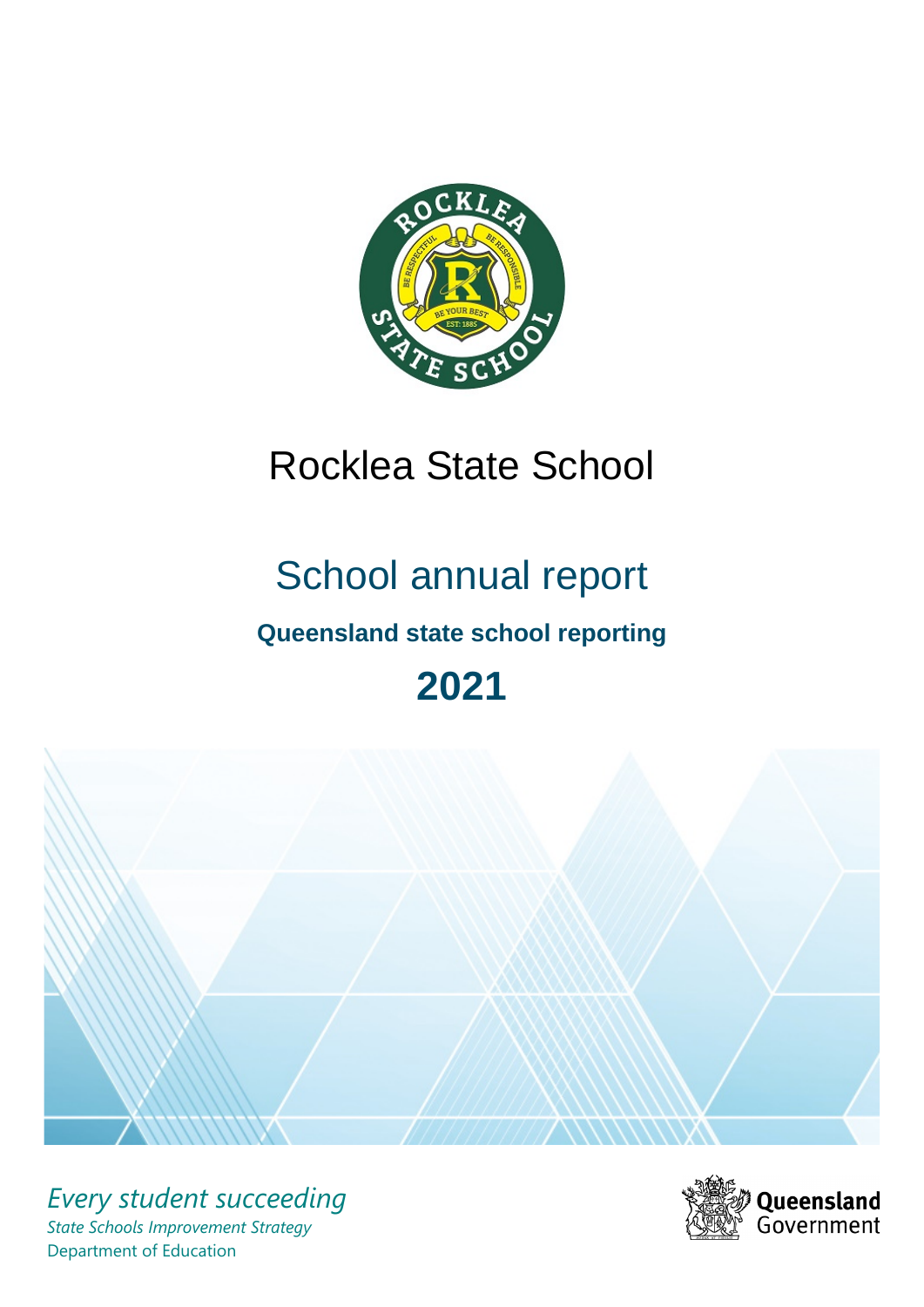# Rocklea State School

## School annual report

### Queensland state school reporting

## 2021

*Every student succeeding*

*State Schools Improvement Strategy*

Department of Education

Queensland Government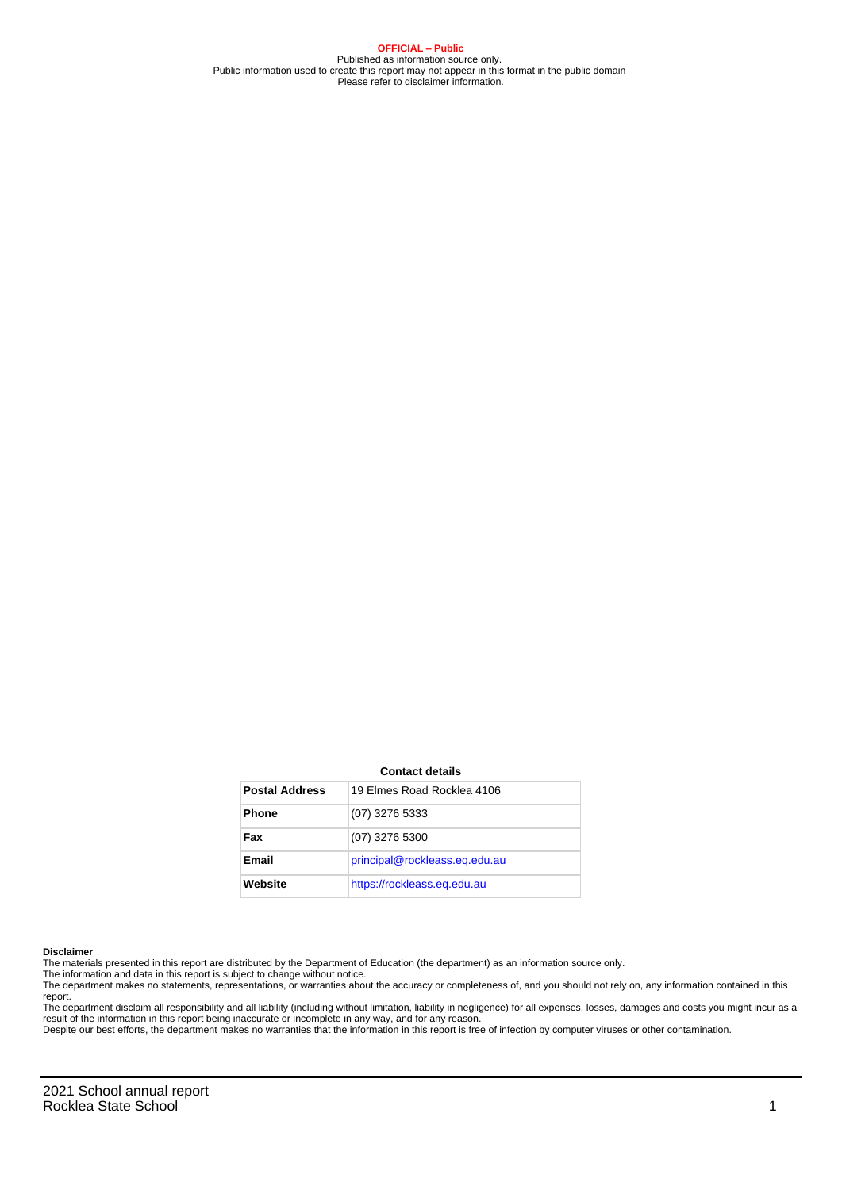**OFFICIAL – Public**
Published as information source only.
Public information used to create this report may not appear in this format in the public domain
Please refer to disclaimer information.

**Contact details**

| **Postal Address** | 19 Elmes Road Rocklea 4106 |
|---|---|
| **Phone** | (07) 3276 5333 |
| **Fax** | (07) 3276 5300 |
| **Email** | principal@rockleass.eq.edu.au |
| **Website** | https://rockleass.eq.edu.au |

**Disclaimer**

The materials presented in this report are distributed by the Department of Education (the department) as an information source only.

The information and data in this report is subject to change without notice.

The department makes no statements, representations, or warranties about the accuracy or completeness of, and you should not rely on, any information contained in this report.

The department disclaim all responsibility and all liability (including without limitation, liability in negligence) for all expenses, losses, damages and costs you might incur as a result of the information in this report being inaccurate or incomplete in any way, and for any reason.

Despite our best efforts, the department makes no warranties that the information in this report is free of infection by computer viruses or other contamination.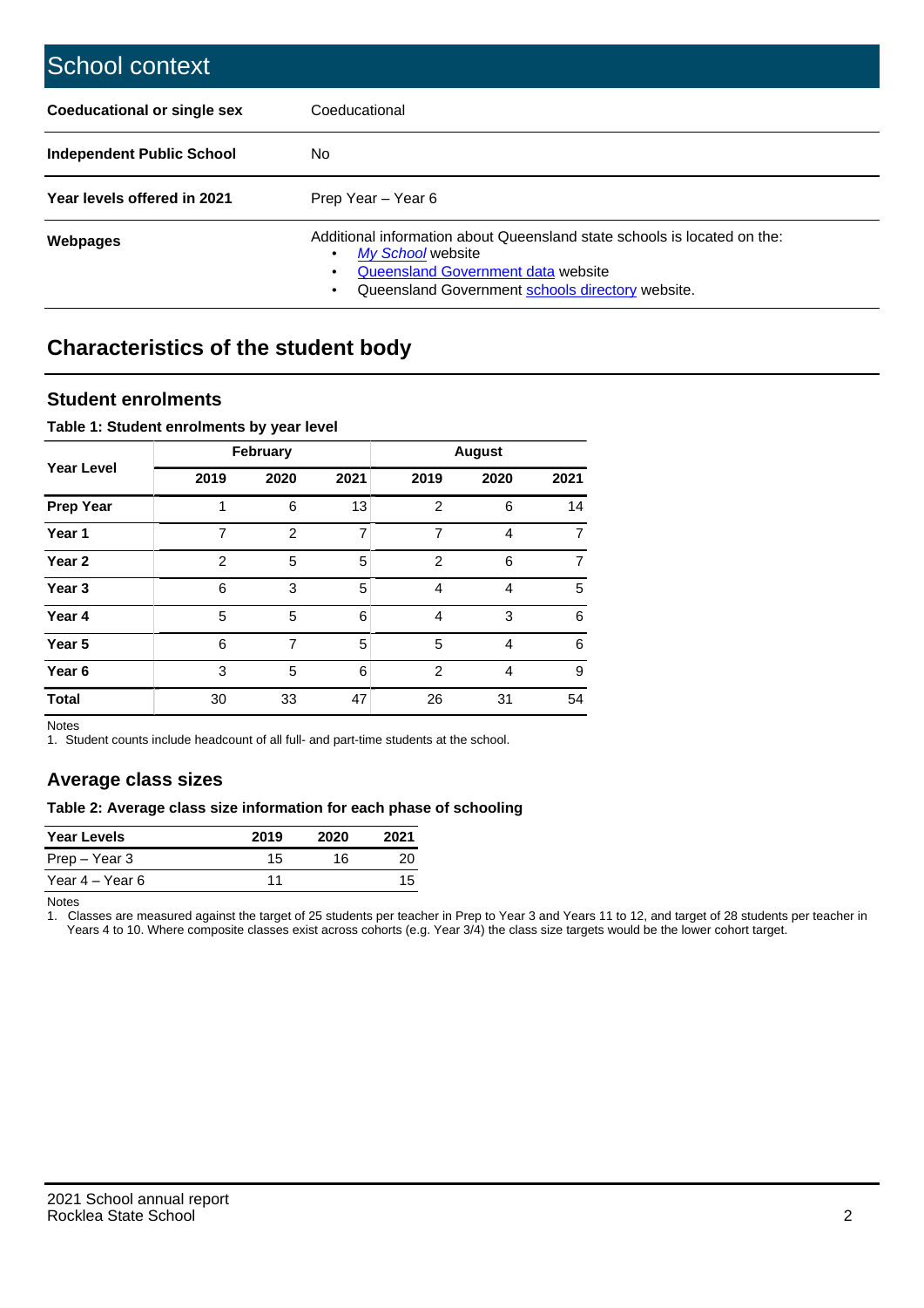# School context

| | |
|---|---|
| **Coeducational or single sex** | Coeducational |
| **Independent Public School** | No |
| **Year levels offered in 2021** | Prep Year – Year 6 |
| **Webpages** | Additional information about Queensland state schools is located on the: • *My School* website • Queensland Government data website • Queensland Government schools directory website. |

## Characteristics of the student body

### Student enrolments

**Table 1: Student enrolments by year level**

| Year Level | February | | | August | | |
|---|---|---|---|---|---|---|
| | 2019 | 2020 | 2021 | 2019 | 2020 | 2021 |
| **Prep Year** | 1 | 6 | 13 | 2 | 6 | 14 |
| **Year 1** | 7 | 2 | 7 | 7 | 4 | 7 |
| **Year 2** | 2 | 5 | 5 | 2 | 6 | 7 |
| **Year 3** | 6 | 3 | 5 | 4 | 4 | 5 |
| **Year 4** | 5 | 5 | 6 | 4 | 3 | 6 |
| **Year 5** | 6 | 7 | 5 | 5 | 4 | 6 |
| **Year 6** | 3 | 5 | 6 | 2 | 4 | 9 |
| **Total** | 30 | 33 | 47 | 26 | 31 | 54 |

Notes

1. Student counts include headcount of all full- and part-time students at the school.

### Average class sizes

**Table 2: Average class size information for each phase of schooling**

| Year Levels | 2019 | 2020 | 2021 |
|---|---|---|---|
| Prep – Year 3 | 15 | 16 | 20 |
| Year 4 – Year 6 | 11 | | 15 |

Notes

1. Classes are measured against the target of 25 students per teacher in Prep to Year 3 and Years 11 to 12, and target of 28 students per teacher in Years 4 to 10. Where composite classes exist across cohorts (e.g. Year 3/4) the class size targets would be the lower cohort target.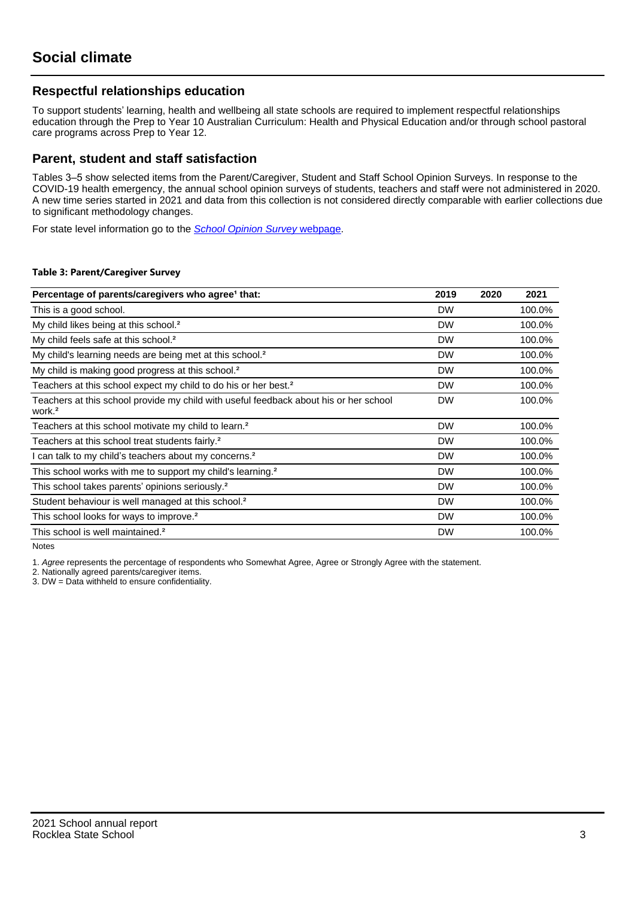# Social climate

## Respectful relationships education

To support students' learning, health and wellbeing all state schools are required to implement respectful relationships education through the Prep to Year 10 Australian Curriculum: Health and Physical Education and/or through school pastoral care programs across Prep to Year 12.

## Parent, student and staff satisfaction

Tables 3–5 show selected items from the Parent/Caregiver, Student and Staff School Opinion Surveys. In response to the COVID-19 health emergency, the annual school opinion surveys of students, teachers and staff were not administered in 2020. A new time series started in 2021 and data from this collection is not considered directly comparable with earlier collections due to significant methodology changes.

For state level information go to the *School Opinion Survey* webpage.

**Table 3: Parent/Caregiver Survey**

| Percentage of parents/caregivers who agree[1] that: | 2019 | 2020 | 2021 |
|---|---|---|---|
| This is a good school. | DW | | 100.0% |
| My child likes being at this school.[2] | DW | | 100.0% |
| My child feels safe at this school.[2] | DW | | 100.0% |
| My child's learning needs are being met at this school.[2] | DW | | 100.0% |
| My child is making good progress at this school.[2] | DW | | 100.0% |
| Teachers at this school expect my child to do his or her best.[2] | DW | | 100.0% |
| Teachers at this school provide my child with useful feedback about his or her school work.[2] | DW | | 100.0% |
| Teachers at this school motivate my child to learn.[2] | DW | | 100.0% |
| Teachers at this school treat students fairly.[2] | DW | | 100.0% |
| I can talk to my child's teachers about my concerns.[2] | DW | | 100.0% |
| This school works with me to support my child's learning.[2] | DW | | 100.0% |
| This school takes parents' opinions seriously.[2] | DW | | 100.0% |
| Student behaviour is well managed at this school.[2] | DW | | 100.0% |
| This school looks for ways to improve.[2] | DW | | 100.0% |
| This school is well maintained.[2] | DW | | 100.0% |

Notes

1. *Agree* represents the percentage of respondents who Somewhat Agree, Agree or Strongly Agree with the statement.
2. Nationally agreed parents/caregiver items.
3. DW = Data withheld to ensure confidentiality.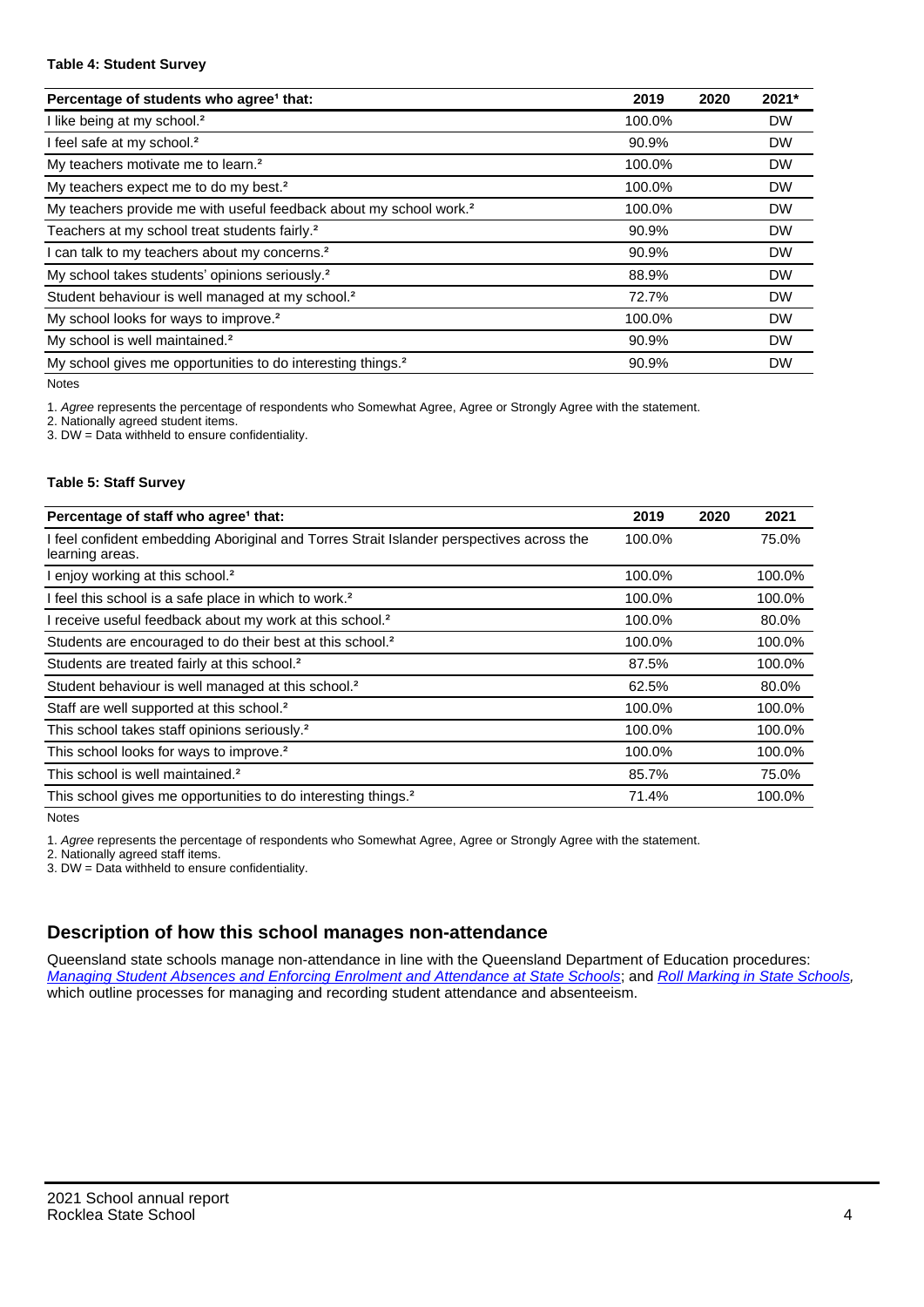#### Table 4: Student Survey

| Percentage of students who agree[1] that: | 2019 | 2020 | 2021* |
|---|---|---|---|
| I like being at my school.[2] | 100.0% | | DW |
| I feel safe at my school.[2] | 90.9% | | DW |
| My teachers motivate me to learn.[2] | 100.0% | | DW |
| My teachers expect me to do my best.[2] | 100.0% | | DW |
| My teachers provide me with useful feedback about my school work.[2] | 100.0% | | DW |
| Teachers at my school treat students fairly.[2] | 90.9% | | DW |
| I can talk to my teachers about my concerns.[2] | 90.9% | | DW |
| My school takes students' opinions seriously.[2] | 88.9% | | DW |
| Student behaviour is well managed at my school.[2] | 72.7% | | DW |
| My school looks for ways to improve.[2] | 100.0% | | DW |
| My school is well maintained.[2] | 90.9% | | DW |
| My school gives me opportunities to do interesting things.[2] | 90.9% | | DW |

Notes

1. *Agree* represents the percentage of respondents who Somewhat Agree, Agree or Strongly Agree with the statement.
2. Nationally agreed student items.
3. DW = Data withheld to ensure confidentiality.

#### Table 5: Staff Survey

| Percentage of staff who agree[1] that: | 2019 | 2020 | 2021 |
|---|---|---|---|
| I feel confident embedding Aboriginal and Torres Strait Islander perspectives across the learning areas. | 100.0% | | 75.0% |
| I enjoy working at this school.[2] | 100.0% | | 100.0% |
| I feel this school is a safe place in which to work.[2] | 100.0% | | 100.0% |
| I receive useful feedback about my work at this school.[2] | 100.0% | | 80.0% |
| Students are encouraged to do their best at this school.[2] | 100.0% | | 100.0% |
| Students are treated fairly at this school.[2] | 87.5% | | 100.0% |
| Student behaviour is well managed at this school.[2] | 62.5% | | 80.0% |
| Staff are well supported at this school.[2] | 100.0% | | 100.0% |
| This school takes staff opinions seriously.[2] | 100.0% | | 100.0% |
| This school looks for ways to improve.[2] | 100.0% | | 100.0% |
| This school is well maintained.[2] | 85.7% | | 75.0% |
| This school gives me opportunities to do interesting things.[2] | 71.4% | | 100.0% |

Notes

1. *Agree* represents the percentage of respondents who Somewhat Agree, Agree or Strongly Agree with the statement.
2. Nationally agreed staff items.
3. DW = Data withheld to ensure confidentiality.

## Description of how this school manages non-attendance

Queensland state schools manage non-attendance in line with the Queensland Department of Education procedures: *Managing Student Absences and Enforcing Enrolment and Attendance at State Schools*; and *Roll Marking in State Schools,* which outline processes for managing and recording student attendance and absenteeism.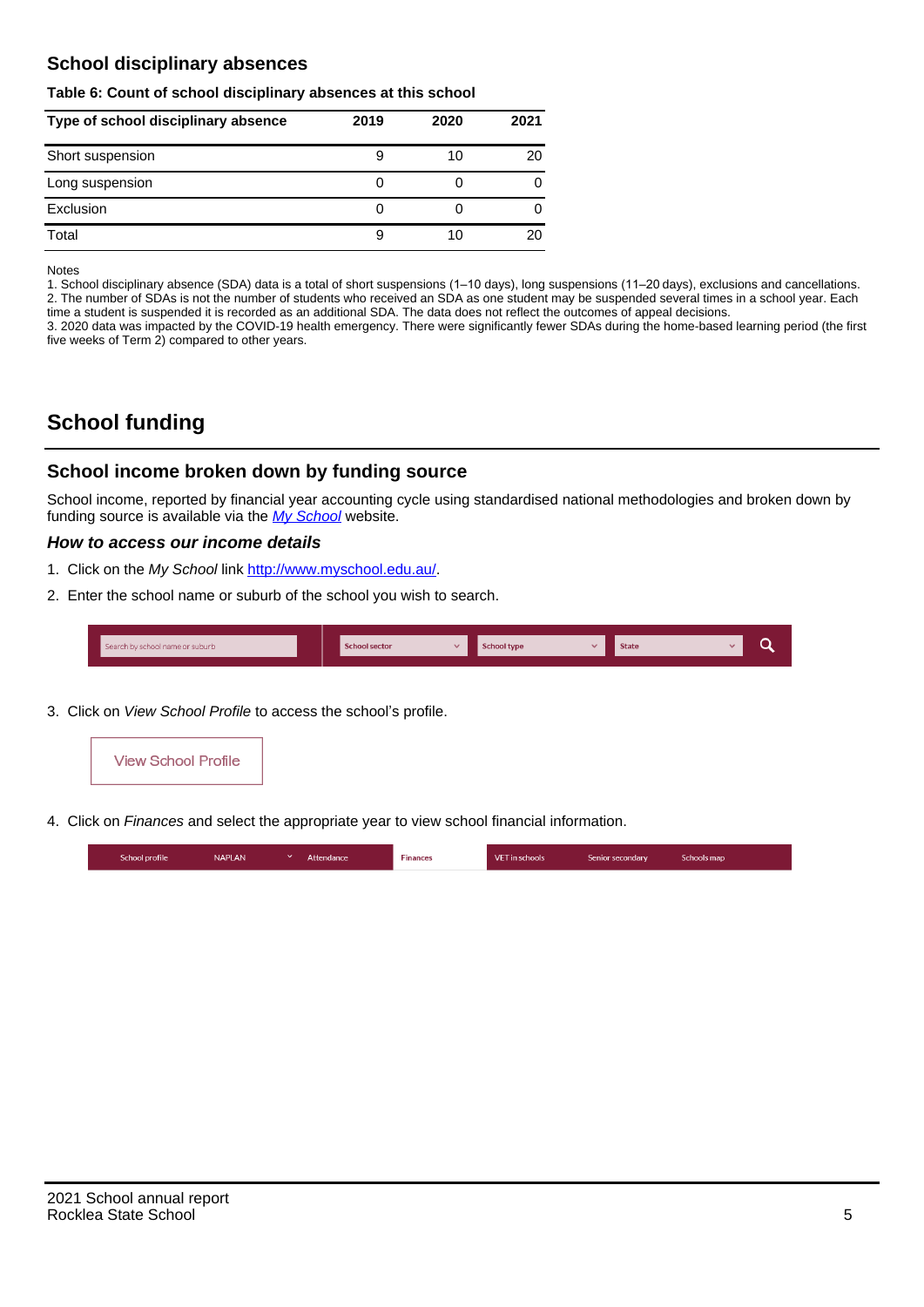## School disciplinary absences

**Table 6: Count of school disciplinary absences at this school**

| Type of school disciplinary absence | 2019 | 2020 | 2021 |
|---|---|---|---|
| Short suspension | 9 | 10 | 20 |
| Long suspension | 0 | 0 | 0 |
| Exclusion | 0 | 0 | 0 |
| Total | 9 | 10 | 20 |

Notes
1. School disciplinary absence (SDA) data is a total of short suspensions (1–10 days), long suspensions (11–20 days), exclusions and cancellations.
2. The number of SDAs is not the number of students who received an SDA as one student may be suspended several times in a school year. Each time a student is suspended it is recorded as an additional SDA. The data does not reflect the outcomes of appeal decisions.
3. 2020 data was impacted by the COVID-19 health emergency. There were significantly fewer SDAs during the home-based learning period (the first five weeks of Term 2) compared to other years.

# School funding

## School income broken down by funding source

School income, reported by financial year accounting cycle using standardised national methodologies and broken down by funding source is available via the *My School* website.

### *How to access our income details*

1. Click on the *My School* link http://www.myschool.edu.au/.
2. Enter the school name or suburb of the school you wish to search.

Search by school name or suburb | School sector | School type | State

3. Click on *View School Profile* to access the school's profile.

View School Profile

4. Click on *Finances* and select the appropriate year to view school financial information.

School profile | NAPLAN | Attendance | Finances | VET in schools | Senior secondary | Schools map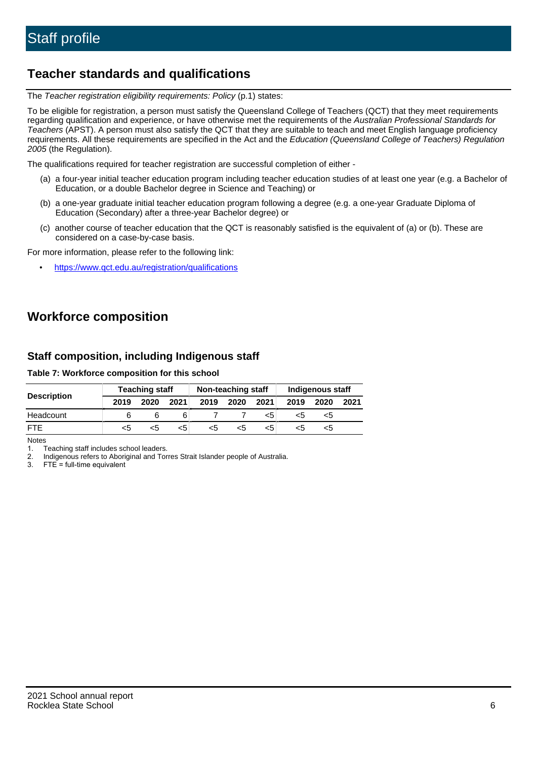# Staff profile

## Teacher standards and qualifications

The *Teacher registration eligibility requirements: Policy* (p.1) states:

To be eligible for registration, a person must satisfy the Queensland College of Teachers (QCT) that they meet requirements regarding qualification and experience, or have otherwise met the requirements of the *Australian Professional Standards for Teachers* (APST). A person must also satisfy the QCT that they are suitable to teach and meet English language proficiency requirements. All these requirements are specified in the Act and the *Education (Queensland College of Teachers) Regulation 2005* (the Regulation).

The qualifications required for teacher registration are successful completion of either -

(a) a four-year initial teacher education program including teacher education studies of at least one year (e.g. a Bachelor of Education, or a double Bachelor degree in Science and Teaching) or

(b) a one-year graduate initial teacher education program following a degree (e.g. a one-year Graduate Diploma of Education (Secondary) after a three-year Bachelor degree) or

(c) another course of teacher education that the QCT is reasonably satisfied is the equivalent of (a) or (b). These are considered on a case-by-case basis.

For more information, please refer to the following link:

- https://www.qct.edu.au/registration/qualifications

## Workforce composition

### Staff composition, including Indigenous staff

**Table 7: Workforce composition for this school**

| Description | Teaching staff | | | Non-teaching staff | | | Indigenous staff | | |
|---|---|---|---|---|---|---|---|---|---|
| | 2019 | 2020 | 2021 | 2019 | 2020 | 2021 | 2019 | 2020 | 2021 |
| Headcount | 6 | 6 | 6 | 7 | 7 | <5 | <5 | <5 | |
| FTE | <5 | <5 | <5 | <5 | <5 | <5 | <5 | <5 | |

Notes

1. Teaching staff includes school leaders.
2. Indigenous refers to Aboriginal and Torres Strait Islander people of Australia.
3. FTE = full-time equivalent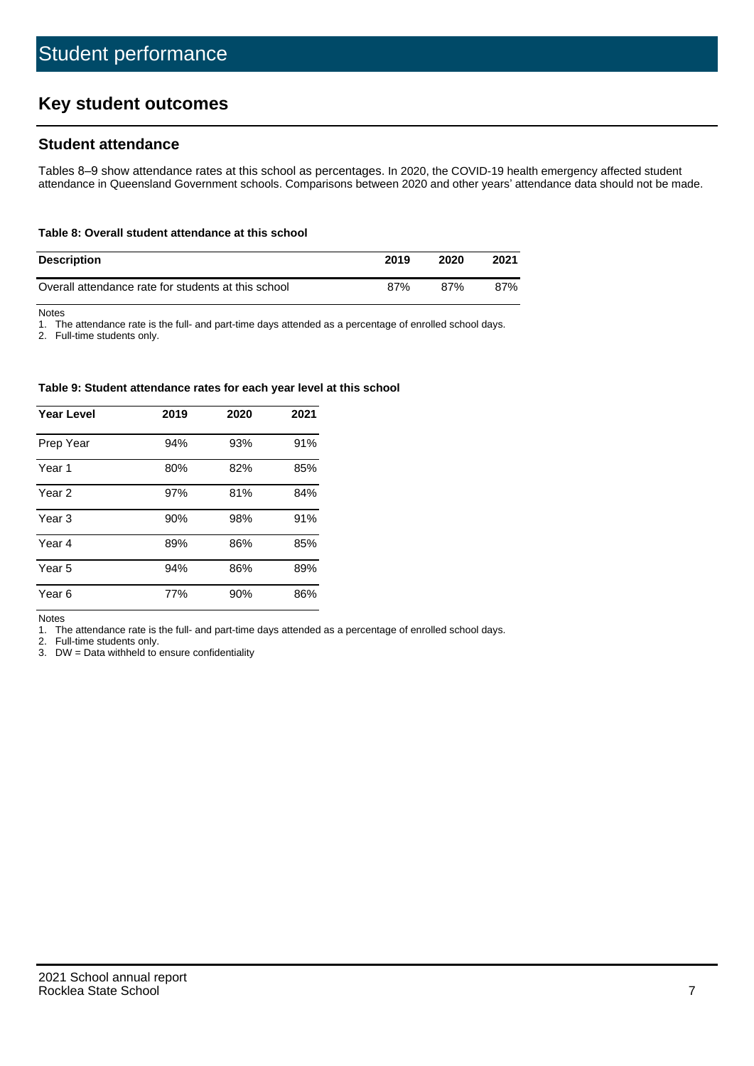# Student performance

## Key student outcomes

### Student attendance

Tables 8–9 show attendance rates at this school as percentages. In 2020, the COVID-19 health emergency affected student attendance in Queensland Government schools. Comparisons between 2020 and other years' attendance data should not be made.

#### Table 8: Overall student attendance at this school

| Description | 2019 | 2020 | 2021 |
|---|---|---|---|
| Overall attendance rate for students at this school | 87% | 87% | 87% |

Notes

1. The attendance rate is the full- and part-time days attended as a percentage of enrolled school days.
2. Full-time students only.

#### Table 9: Student attendance rates for each year level at this school

| Year Level | 2019 | 2020 | 2021 |
|---|---|---|---|
| Prep Year | 94% | 93% | 91% |
| Year 1 | 80% | 82% | 85% |
| Year 2 | 97% | 81% | 84% |
| Year 3 | 90% | 98% | 91% |
| Year 4 | 89% | 86% | 85% |
| Year 5 | 94% | 86% | 89% |
| Year 6 | 77% | 90% | 86% |

Notes

1. The attendance rate is the full- and part-time days attended as a percentage of enrolled school days.
2. Full-time students only.
3. DW = Data withheld to ensure confidentiality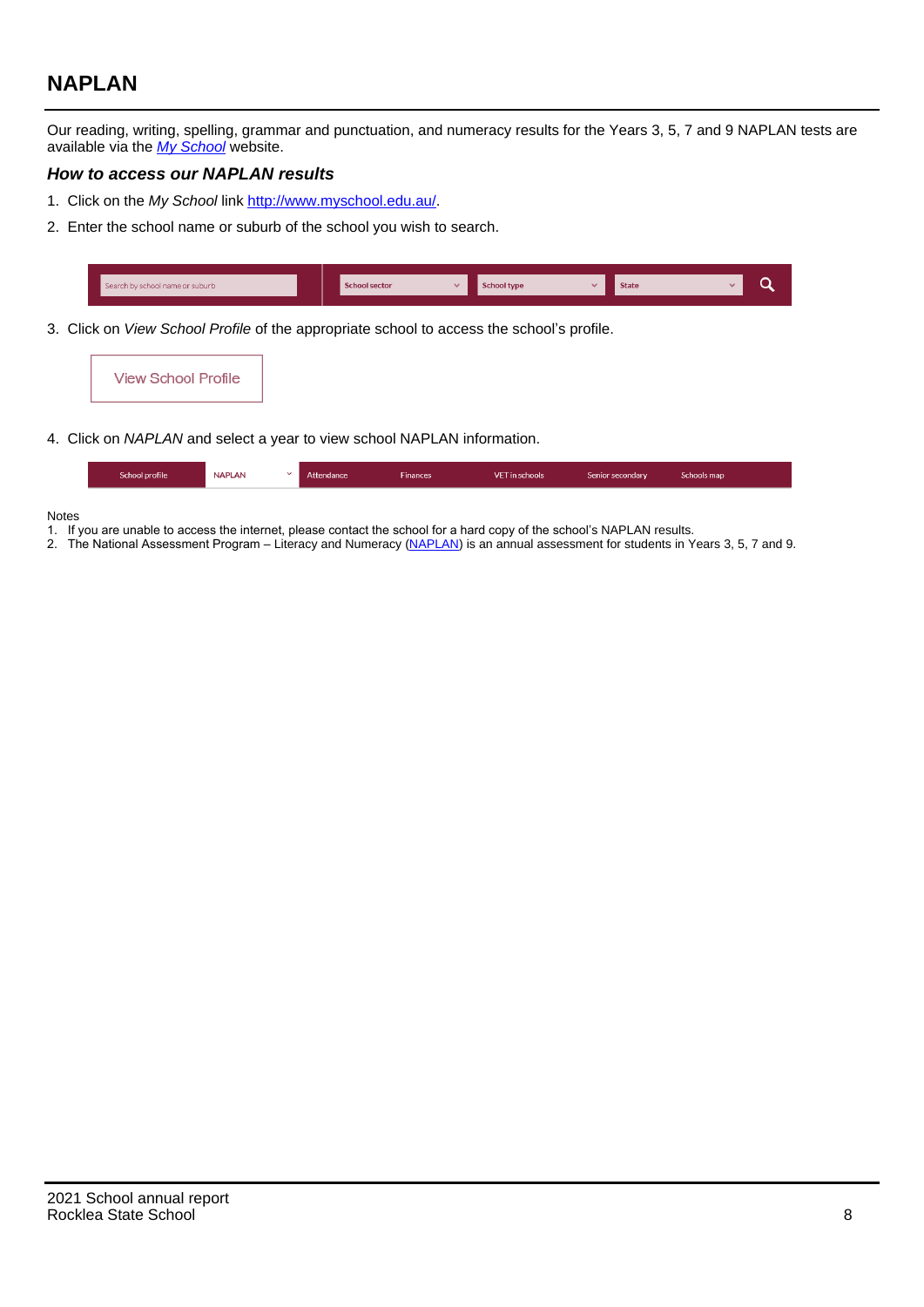## NAPLAN

Our reading, writing, spelling, grammar and punctuation, and numeracy results for the Years 3, 5, 7 and 9 NAPLAN tests are available via the *My School* website.

### *How to access our NAPLAN results*

1. Click on the *My School* link http://www.myschool.edu.au/.
2. Enter the school name or suburb of the school you wish to search.

Search by school name or suburb | School sector | School type | State

3. Click on *View School Profile* of the appropriate school to access the school's profile.

View School Profile

4. Click on *NAPLAN* and select a year to view school NAPLAN information.

School profile | NAPLAN | Attendance | Finances | VET in schools | Senior secondary | Schools map

Notes
1. If you are unable to access the internet, please contact the school for a hard copy of the school's NAPLAN results.
2. The National Assessment Program – Literacy and Numeracy (NAPLAN) is an annual assessment for students in Years 3, 5, 7 and 9.